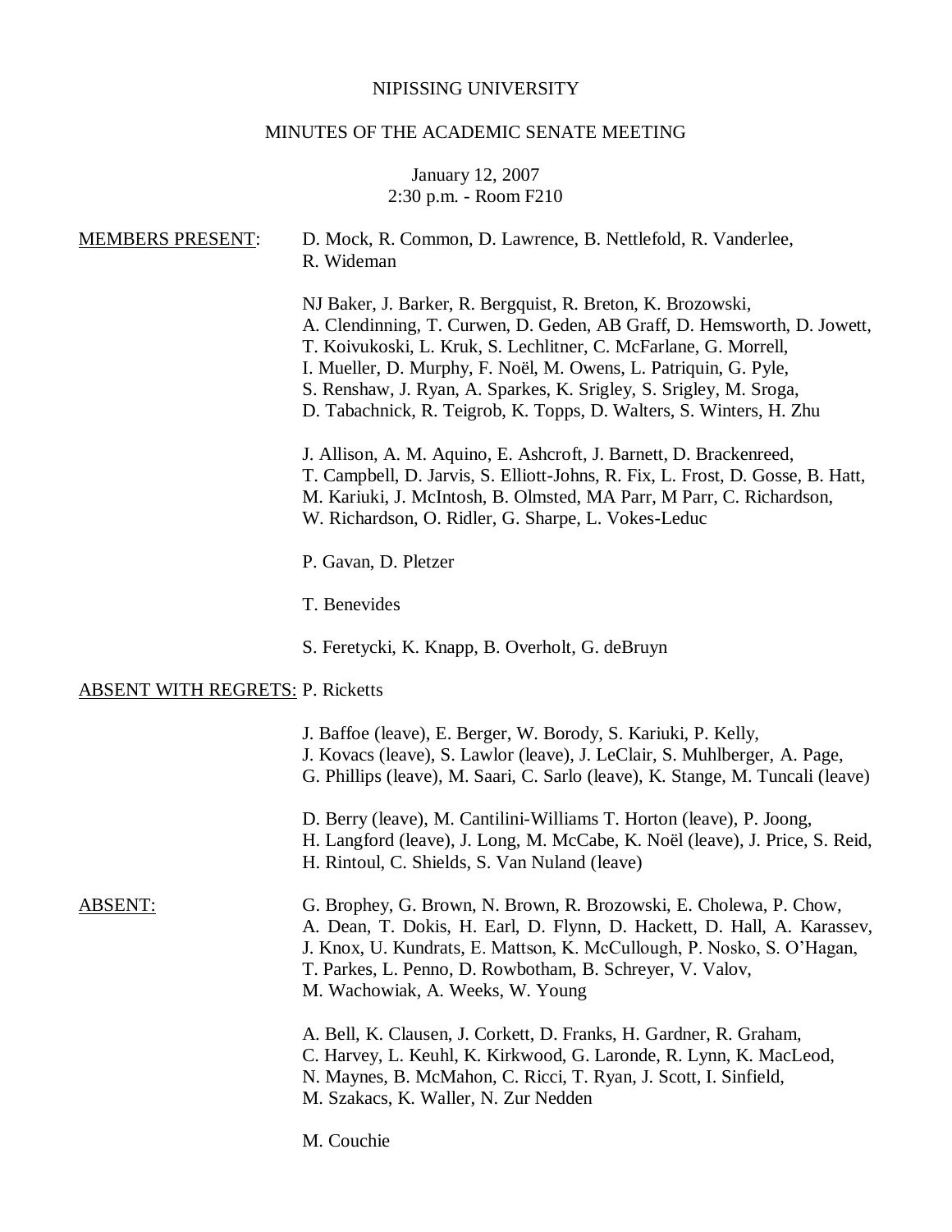NIPISSING UNIVERSITY

MINUTES OF THE ACADEMIC SENATE MEETING

January 12, 2007
2:30 p.m. - Room F210

MEMBERS PRESENT: D. Mock, R. Common, D. Lawrence, B. Nettlefold, R. Vanderlee, R. Wideman

NJ Baker, J. Barker, R. Bergquist, R. Breton, K. Brozowski, A. Clendinning, T. Curwen, D. Geden, AB Graff, D. Hemsworth, D. Jowett, T. Koivukoski, L. Kruk, S. Lechlitner, C. McFarlane, G. Morrell, I. Mueller, D. Murphy, F. Noël, M. Owens, L. Patriquin, G. Pyle, S. Renshaw, J. Ryan, A. Sparkes, K. Srigley, S. Srigley, M. Sroga, D. Tabachnick, R. Teigrob, K. Topps, D. Walters, S. Winters, H. Zhu

J. Allison, A. M. Aquino, E. Ashcroft, J. Barnett, D. Brackenreed, T. Campbell, D. Jarvis, S. Elliott-Johns, R. Fix, L. Frost, D. Gosse, B. Hatt, M. Kariuki, J. McIntosh, B. Olmsted, MA Parr, M Parr, C. Richardson, W. Richardson, O. Ridler, G. Sharpe, L. Vokes-Leduc

P. Gavan, D. Pletzer

T. Benevides

S. Feretycki, K. Knapp, B. Overholt, G. deBruyn

ABSENT WITH REGRETS: P. Ricketts

J. Baffoe (leave), E. Berger, W. Borody, S. Kariuki, P. Kelly, J. Kovacs (leave), S. Lawlor (leave), J. LeClair, S. Muhlberger, A. Page, G. Phillips (leave), M. Saari, C. Sarlo (leave), K. Stange, M. Tuncali (leave)

D. Berry (leave), M. Cantilini-Williams T. Horton (leave), P. Joong, H. Langford (leave), J. Long, M. McCabe, K. Noël (leave), J. Price, S. Reid, H. Rintoul, C. Shields, S. Van Nuland (leave)

ABSENT: G. Brophey, G. Brown, N. Brown, R. Brozowski, E. Cholewa, P. Chow, A. Dean, T. Dokis, H. Earl, D. Flynn, D. Hackett, D. Hall, A. Karassev, J. Knox, U. Kundrats, E. Mattson, K. McCullough, P. Nosko, S. O'Hagan, T. Parkes, L. Penno, D. Rowbotham, B. Schreyer, V. Valov, M. Wachowiak, A. Weeks, W. Young

A. Bell, K. Clausen, J. Corkett, D. Franks, H. Gardner, R. Graham, C. Harvey, L. Keuhl, K. Kirkwood, G. Laronde, R. Lynn, K. MacLeod, N. Maynes, B. McMahon, C. Ricci, T. Ryan, J. Scott, I. Sinfield, M. Szakacs, K. Waller, N. Zur Nedden

M. Couchie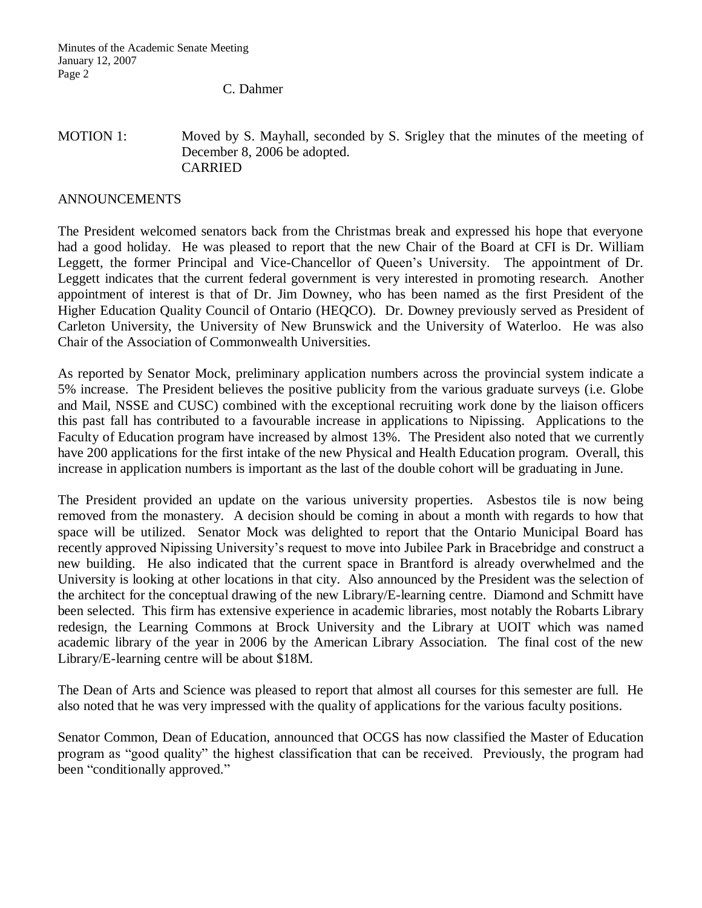C. Dahmer

MOTION 1: Moved by S. Mayhall, seconded by S. Srigley that the minutes of the meeting of December 8, 2006 be adopted.
CARRIED

ANNOUNCEMENTS

The President welcomed senators back from the Christmas break and expressed his hope that everyone had a good holiday. He was pleased to report that the new Chair of the Board at CFI is Dr. William Leggett, the former Principal and Vice-Chancellor of Queen's University. The appointment of Dr. Leggett indicates that the current federal government is very interested in promoting research. Another appointment of interest is that of Dr. Jim Downey, who has been named as the first President of the Higher Education Quality Council of Ontario (HEQCO). Dr. Downey previously served as President of Carleton University, the University of New Brunswick and the University of Waterloo. He was also Chair of the Association of Commonwealth Universities.

As reported by Senator Mock, preliminary application numbers across the provincial system indicate a 5% increase. The President believes the positive publicity from the various graduate surveys (i.e. Globe and Mail, NSSE and CUSC) combined with the exceptional recruiting work done by the liaison officers this past fall has contributed to a favourable increase in applications to Nipissing. Applications to the Faculty of Education program have increased by almost 13%. The President also noted that we currently have 200 applications for the first intake of the new Physical and Health Education program. Overall, this increase in application numbers is important as the last of the double cohort will be graduating in June.

The President provided an update on the various university properties. Asbestos tile is now being removed from the monastery. A decision should be coming in about a month with regards to how that space will be utilized. Senator Mock was delighted to report that the Ontario Municipal Board has recently approved Nipissing University's request to move into Jubilee Park in Bracebridge and construct a new building. He also indicated that the current space in Brantford is already overwhelmed and the University is looking at other locations in that city. Also announced by the President was the selection of the architect for the conceptual drawing of the new Library/E-learning centre. Diamond and Schmitt have been selected. This firm has extensive experience in academic libraries, most notably the Robarts Library redesign, the Learning Commons at Brock University and the Library at UOIT which was named academic library of the year in 2006 by the American Library Association. The final cost of the new Library/E-learning centre will be about $18M.

The Dean of Arts and Science was pleased to report that almost all courses for this semester are full. He also noted that he was very impressed with the quality of applications for the various faculty positions.

Senator Common, Dean of Education, announced that OCGS has now classified the Master of Education program as "good quality" the highest classification that can be received. Previously, the program had been "conditionally approved."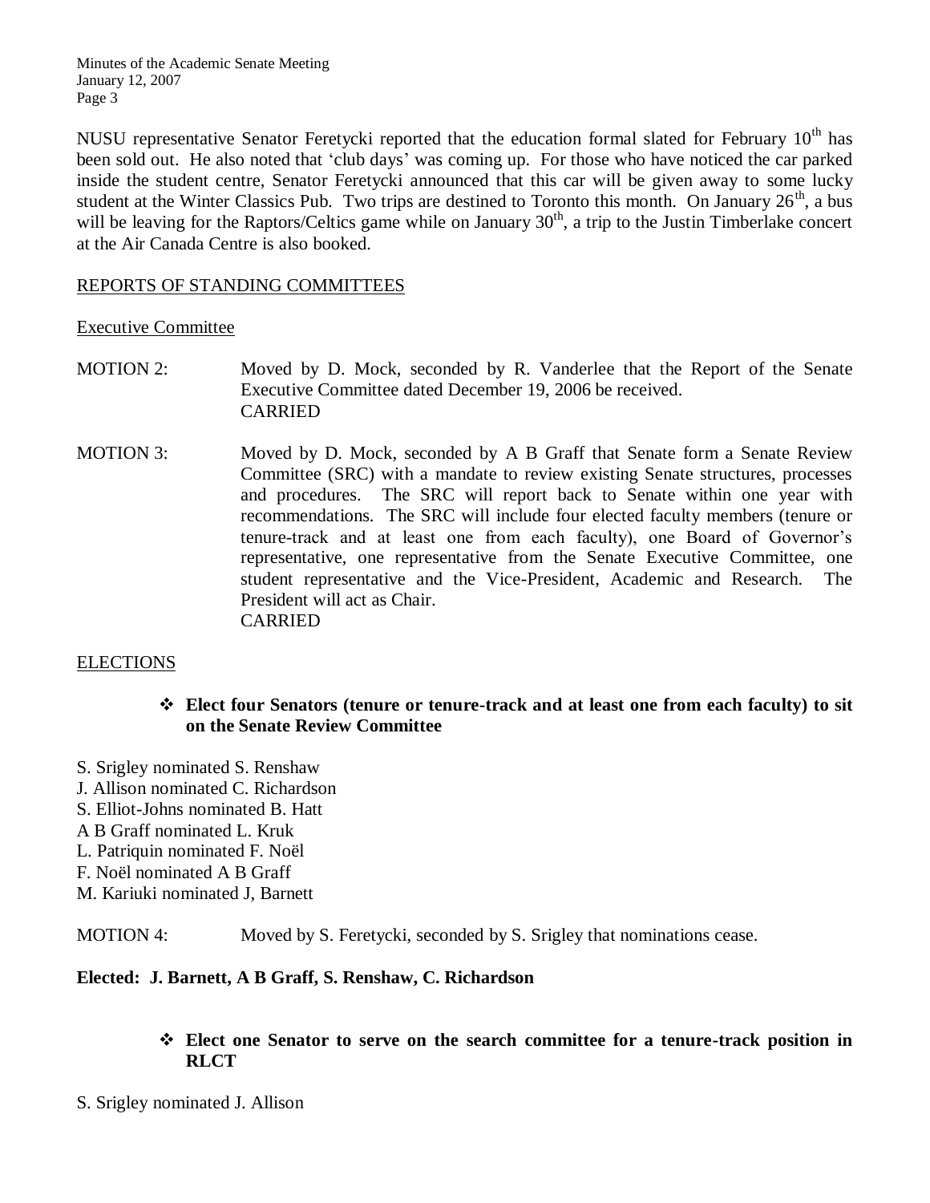NUSU representative Senator Feretycki reported that the education formal slated for February 10th has been sold out. He also noted that 'club days' was coming up. For those who have noticed the car parked inside the student centre, Senator Feretycki announced that this car will be given away to some lucky student at the Winter Classics Pub. Two trips are destined to Toronto this month. On January 26th, a bus will be leaving for the Raptors/Celtics game while on January 30th, a trip to the Justin Timberlake concert at the Air Canada Centre is also booked.

## REPORTS OF STANDING COMMITTEES

### Executive Committee

MOTION 2: Moved by D. Mock, seconded by R. Vanderlee that the Report of the Senate Executive Committee dated December 19, 2006 be received.
CARRIED

MOTION 3: Moved by D. Mock, seconded by A B Graff that Senate form a Senate Review Committee (SRC) with a mandate to review existing Senate structures, processes and procedures. The SRC will report back to Senate within one year with recommendations. The SRC will include four elected faculty members (tenure or tenure-track and at least one from each faculty), one Board of Governor's representative, one representative from the Senate Executive Committee, one student representative and the Vice-President, Academic and Research. The President will act as Chair.
CARRIED

## ELECTIONS

- **Elect four Senators (tenure or tenure-track and at least one from each faculty) to sit on the Senate Review Committee**

S. Srigley nominated S. Renshaw
J. Allison nominated C. Richardson
S. Elliot-Johns nominated B. Hatt
A B Graff nominated L. Kruk
L. Patriquin nominated F. Noël
F. Noël nominated A B Graff
M. Kariuki nominated J, Barnett

MOTION 4: Moved by S. Feretycki, seconded by S. Srigley that nominations cease.

**Elected: J. Barnett, A B Graff, S. Renshaw, C. Richardson**

- **Elect one Senator to serve on the search committee for a tenure-track position in RLCT**

S. Srigley nominated J. Allison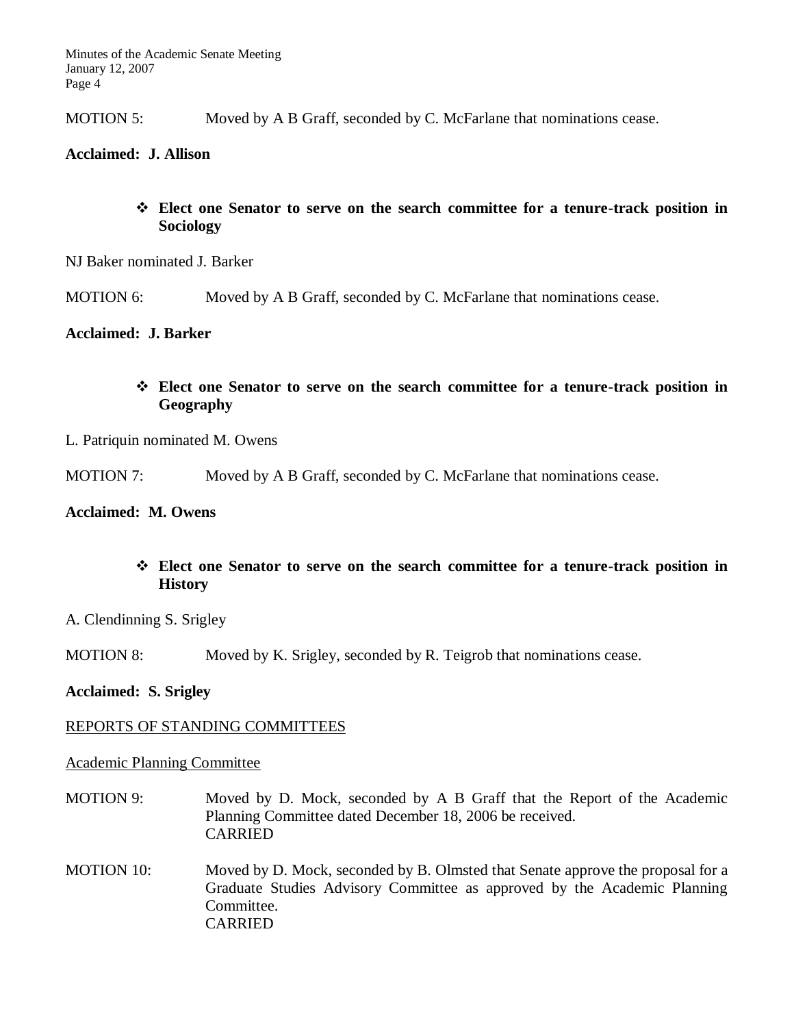MOTION 5: Moved by A B Graff, seconded by C. McFarlane that nominations cease.

**Acclaimed: J. Allison**

- **Elect one Senator to serve on the search committee for a tenure-track position in Sociology**

NJ Baker nominated J. Barker

MOTION 6: Moved by A B Graff, seconded by C. McFarlane that nominations cease.

**Acclaimed: J. Barker**

- **Elect one Senator to serve on the search committee for a tenure-track position in Geography**

L. Patriquin nominated M. Owens

MOTION 7: Moved by A B Graff, seconded by C. McFarlane that nominations cease.

**Acclaimed: M. Owens**

- **Elect one Senator to serve on the search committee for a tenure-track position in History**

A. Clendinning S. Srigley

MOTION 8: Moved by K. Srigley, seconded by R. Teigrob that nominations cease.

**Acclaimed: S. Srigley**

REPORTS OF STANDING COMMITTEES

Academic Planning Committee

MOTION 9: Moved by D. Mock, seconded by A B Graff that the Report of the Academic Planning Committee dated December 18, 2006 be received.
CARRIED

MOTION 10: Moved by D. Mock, seconded by B. Olmsted that Senate approve the proposal for a Graduate Studies Advisory Committee as approved by the Academic Planning Committee.
CARRIED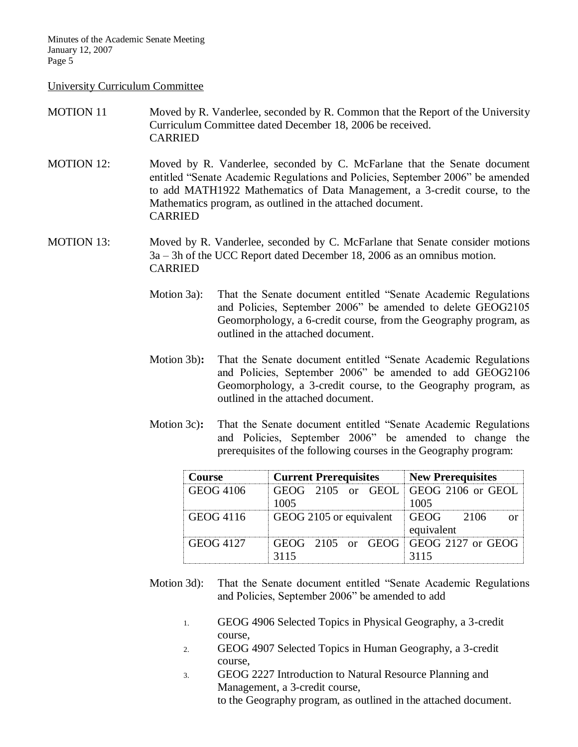University Curriculum Committee

MOTION 11 Moved by R. Vanderlee, seconded by R. Common that the Report of the University Curriculum Committee dated December 18, 2006 be received.
CARRIED

MOTION 12: Moved by R. Vanderlee, seconded by C. McFarlane that the Senate document entitled "Senate Academic Regulations and Policies, September 2006" be amended to add MATH1922 Mathematics of Data Management, a 3-credit course, to the Mathematics program, as outlined in the attached document.
CARRIED

MOTION 13: Moved by R. Vanderlee, seconded by C. McFarlane that Senate consider motions 3a – 3h of the UCC Report dated December 18, 2006 as an omnibus motion.
CARRIED

Motion 3a): That the Senate document entitled "Senate Academic Regulations and Policies, September 2006" be amended to delete GEOG2105 Geomorphology, a 6-credit course, from the Geography program, as outlined in the attached document.

Motion 3b): That the Senate document entitled "Senate Academic Regulations and Policies, September 2006" be amended to add GEOG2106 Geomorphology, a 3-credit course, to the Geography program, as outlined in the attached document.

Motion 3c): That the Senate document entitled "Senate Academic Regulations and Policies, September 2006" be amended to change the prerequisites of the following courses in the Geography program:

| Course | Current Prerequisites | New Prerequisites |
| --- | --- | --- |
| GEOG 4106 | GEOG 2105 or GEOL 1005 | GEOG 2106 or GEOL 1005 |
| GEOG 4116 | GEOG 2105 or equivalent | GEOG 2106 or equivalent |
| GEOG 4127 | GEOG 2105 or GEOG 3115 | GEOG 2127 or GEOG 3115 |

Motion 3d): That the Senate document entitled "Senate Academic Regulations and Policies, September 2006" be amended to add

1. GEOG 4906 Selected Topics in Physical Geography, a 3-credit course,
2. GEOG 4907 Selected Topics in Human Geography, a 3-credit course,
3. GEOG 2227 Introduction to Natural Resource Planning and Management, a 3-credit course,

to the Geography program, as outlined in the attached document.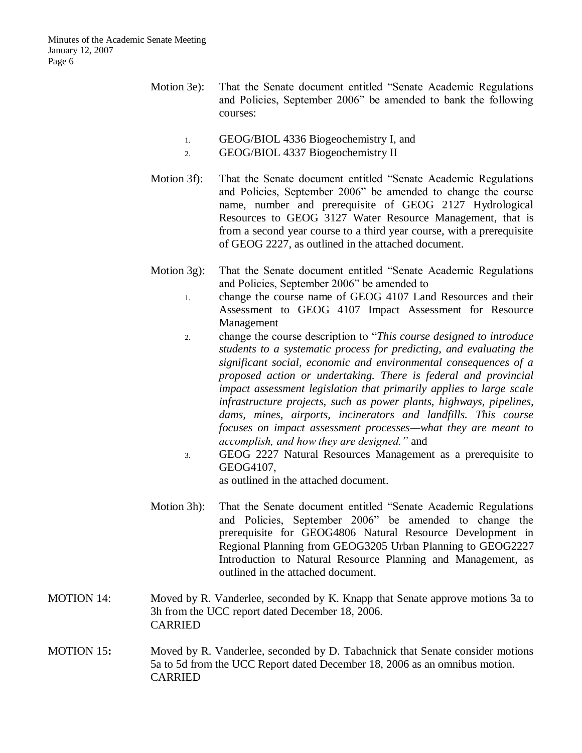Motion 3e): That the Senate document entitled "Senate Academic Regulations and Policies, September 2006" be amended to bank the following courses:

1. GEOG/BIOL 4336 Biogeochemistry I, and
2. GEOG/BIOL 4337 Biogeochemistry II

Motion 3f): That the Senate document entitled "Senate Academic Regulations and Policies, September 2006" be amended to change the course name, number and prerequisite of GEOG 2127 Hydrological Resources to GEOG 3127 Water Resource Management, that is from a second year course to a third year course, with a prerequisite of GEOG 2227, as outlined in the attached document.

Motion 3g): That the Senate document entitled "Senate Academic Regulations and Policies, September 2006" be amended to

1. change the course name of GEOG 4107 Land Resources and their Assessment to GEOG 4107 Impact Assessment for Resource Management
2. change the course description to "*This course designed to introduce students to a systematic process for predicting, and evaluating the significant social, economic and environmental consequences of a proposed action or undertaking. There is federal and provincial impact assessment legislation that primarily applies to large scale infrastructure projects, such as power plants, highways, pipelines, dams, mines, airports, incinerators and landfills. This course focuses on impact assessment processes—what they are meant to accomplish, and how they are designed.*" and
3. GEOG 2227 Natural Resources Management as a prerequisite to GEOG4107,

as outlined in the attached document.

Motion 3h): That the Senate document entitled "Senate Academic Regulations and Policies, September 2006" be amended to change the prerequisite for GEOG4806 Natural Resource Development in Regional Planning from GEOG3205 Urban Planning to GEOG2227 Introduction to Natural Resource Planning and Management, as outlined in the attached document.

MOTION 14: Moved by R. Vanderlee, seconded by K. Knapp that Senate approve motions 3a to 3h from the UCC report dated December 18, 2006.
CARRIED

**MOTION 15:** Moved by R. Vanderlee, seconded by D. Tabachnick that Senate consider motions 5a to 5d from the UCC Report dated December 18, 2006 as an omnibus motion.
CARRIED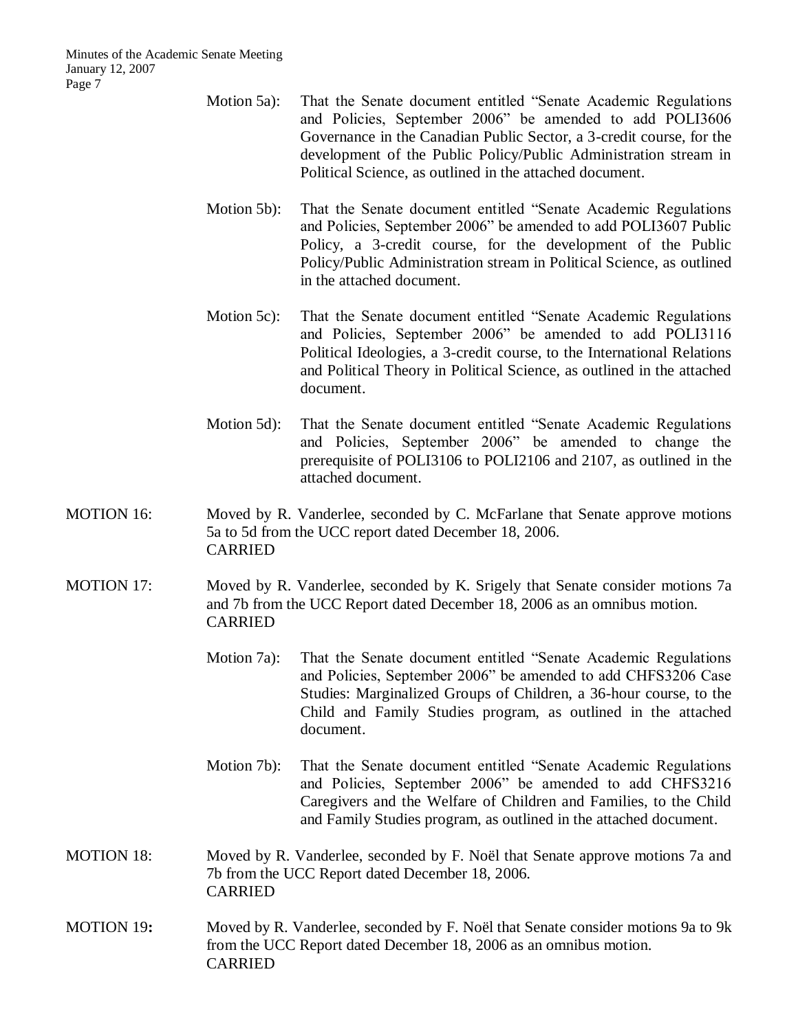Motion 5a): That the Senate document entitled "Senate Academic Regulations and Policies, September 2006" be amended to add POLI3606 Governance in the Canadian Public Sector, a 3-credit course, for the development of the Public Policy/Public Administration stream in Political Science, as outlined in the attached document.

Motion 5b): That the Senate document entitled "Senate Academic Regulations and Policies, September 2006" be amended to add POLI3607 Public Policy, a 3-credit course, for the development of the Public Policy/Public Administration stream in Political Science, as outlined in the attached document.

Motion 5c): That the Senate document entitled "Senate Academic Regulations and Policies, September 2006" be amended to add POLI3116 Political Ideologies, a 3-credit course, to the International Relations and Political Theory in Political Science, as outlined in the attached document.

Motion 5d): That the Senate document entitled "Senate Academic Regulations and Policies, September 2006" be amended to change the prerequisite of POLI3106 to POLI2106 and 2107, as outlined in the attached document.

MOTION 16: Moved by R. Vanderlee, seconded by C. McFarlane that Senate approve motions 5a to 5d from the UCC report dated December 18, 2006.
CARRIED

MOTION 17: Moved by R. Vanderlee, seconded by K. Srigely that Senate consider motions 7a and 7b from the UCC Report dated December 18, 2006 as an omnibus motion.
CARRIED

Motion 7a): That the Senate document entitled "Senate Academic Regulations and Policies, September 2006" be amended to add CHFS3206 Case Studies: Marginalized Groups of Children, a 36-hour course, to the Child and Family Studies program, as outlined in the attached document.

Motion 7b): That the Senate document entitled "Senate Academic Regulations and Policies, September 2006" be amended to add CHFS3216 Caregivers and the Welfare of Children and Families, to the Child and Family Studies program, as outlined in the attached document.

MOTION 18: Moved by R. Vanderlee, seconded by F. Noël that Senate approve motions 7a and 7b from the UCC Report dated December 18, 2006.
CARRIED

**MOTION 19:** Moved by R. Vanderlee, seconded by F. Noël that Senate consider motions 9a to 9k from the UCC Report dated December 18, 2006 as an omnibus motion.
CARRIED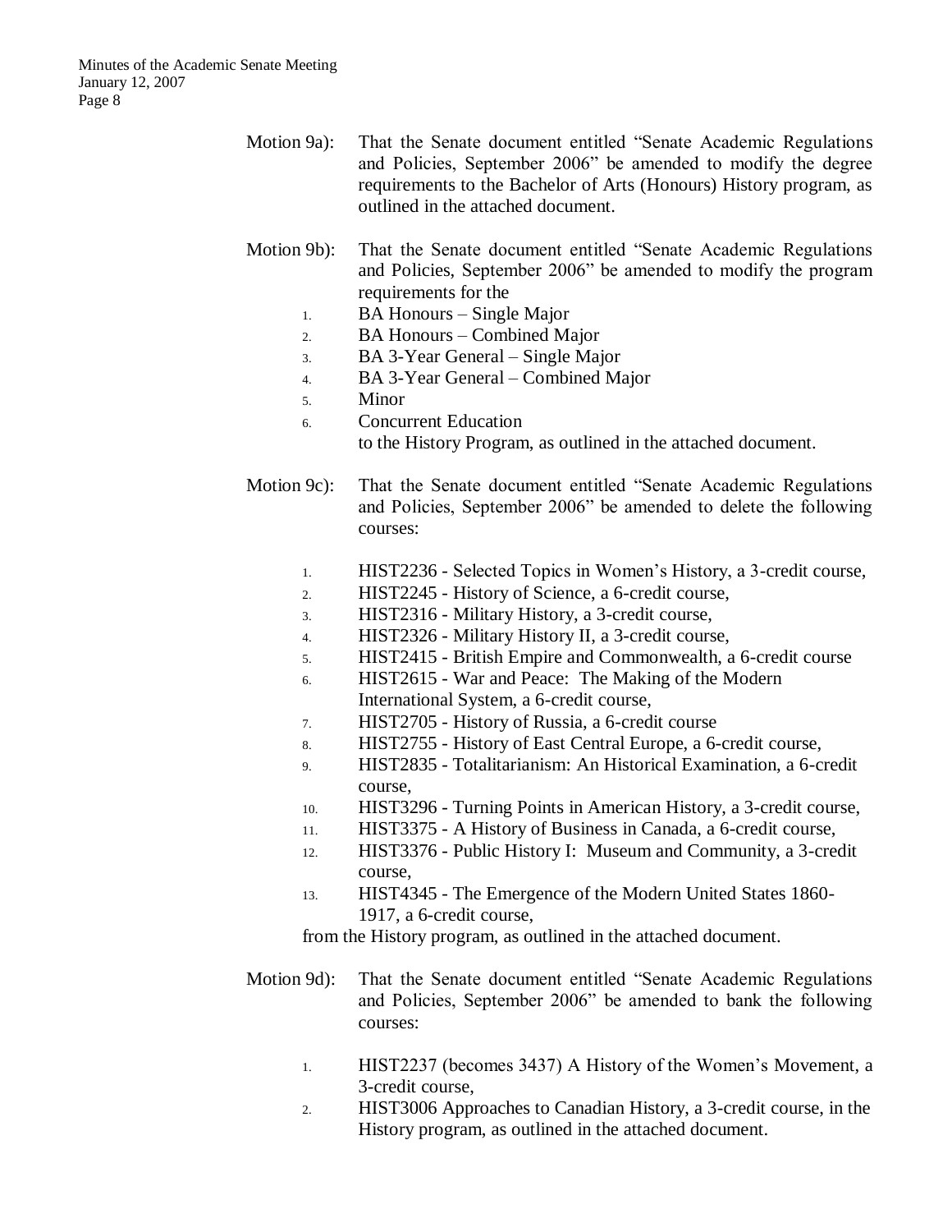Motion 9a): That the Senate document entitled "Senate Academic Regulations and Policies, September 2006" be amended to modify the degree requirements to the Bachelor of Arts (Honours) History program, as outlined in the attached document.

Motion 9b): That the Senate document entitled "Senate Academic Regulations and Policies, September 2006" be amended to modify the program requirements for the

1. BA Honours – Single Major
2. BA Honours – Combined Major
3. BA 3-Year General – Single Major
4. BA 3-Year General – Combined Major
5. Minor
6. Concurrent Education

to the History Program, as outlined in the attached document.

Motion 9c): That the Senate document entitled "Senate Academic Regulations and Policies, September 2006" be amended to delete the following courses:

1. HIST2236 - Selected Topics in Women's History, a 3-credit course,
2. HIST2245 - History of Science, a 6-credit course,
3. HIST2316 - Military History, a 3-credit course,
4. HIST2326 - Military History II, a 3-credit course,
5. HIST2415 - British Empire and Commonwealth, a 6-credit course
6. HIST2615 - War and Peace: The Making of the Modern International System, a 6-credit course,
7. HIST2705 - History of Russia, a 6-credit course
8. HIST2755 - History of East Central Europe, a 6-credit course,
9. HIST2835 - Totalitarianism: An Historical Examination, a 6-credit course,
10. HIST3296 - Turning Points in American History, a 3-credit course,
11. HIST3375 - A History of Business in Canada, a 6-credit course,
12. HIST3376 - Public History I: Museum and Community, a 3-credit course,
13. HIST4345 - The Emergence of the Modern United States 1860-1917, a 6-credit course,

from the History program, as outlined in the attached document.

Motion 9d): That the Senate document entitled "Senate Academic Regulations and Policies, September 2006" be amended to bank the following courses:

1. HIST2237 (becomes 3437) A History of the Women's Movement, a 3-credit course,
2. HIST3006 Approaches to Canadian History, a 3-credit course, in the History program, as outlined in the attached document.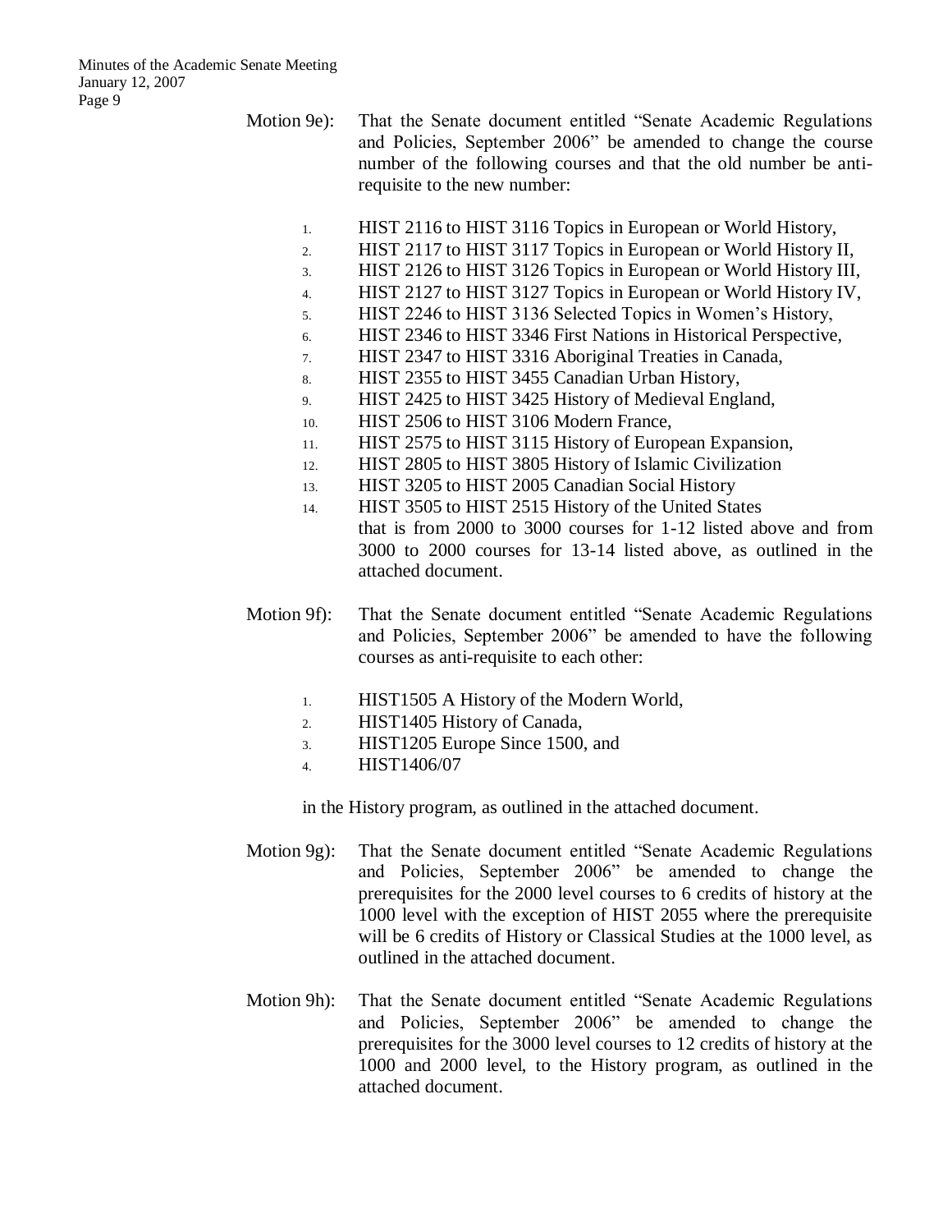Motion 9e): That the Senate document entitled "Senate Academic Regulations and Policies, September 2006" be amended to change the course number of the following courses and that the old number be anti-requisite to the new number:

1. HIST 2116 to HIST 3116 Topics in European or World History,
2. HIST 2117 to HIST 3117 Topics in European or World History II,
3. HIST 2126 to HIST 3126 Topics in European or World History III,
4. HIST 2127 to HIST 3127 Topics in European or World History IV,
5. HIST 2246 to HIST 3136 Selected Topics in Women's History,
6. HIST 2346 to HIST 3346 First Nations in Historical Perspective,
7. HIST 2347 to HIST 3316 Aboriginal Treaties in Canada,
8. HIST 2355 to HIST 3455 Canadian Urban History,
9. HIST 2425 to HIST 3425 History of Medieval England,
10. HIST 2506 to HIST 3106 Modern France,
11. HIST 2575 to HIST 3115 History of European Expansion,
12. HIST 2805 to HIST 3805 History of Islamic Civilization
13. HIST 3205 to HIST 2005 Canadian Social History
14. HIST 3505 to HIST 2515 History of the United States

that is from 2000 to 3000 courses for 1-12 listed above and from 3000 to 2000 courses for 13-14 listed above, as outlined in the attached document.

Motion 9f): That the Senate document entitled "Senate Academic Regulations and Policies, September 2006" be amended to have the following courses as anti-requisite to each other:

1. HIST1505 A History of the Modern World,
2. HIST1405 History of Canada,
3. HIST1205 Europe Since 1500, and
4. HIST1406/07

in the History program, as outlined in the attached document.

Motion 9g): That the Senate document entitled "Senate Academic Regulations and Policies, September 2006" be amended to change the prerequisites for the 2000 level courses to 6 credits of history at the 1000 level with the exception of HIST 2055 where the prerequisite will be 6 credits of History or Classical Studies at the 1000 level, as outlined in the attached document.

Motion 9h): That the Senate document entitled "Senate Academic Regulations and Policies, September 2006" be amended to change the prerequisites for the 3000 level courses to 12 credits of history at the 1000 and 2000 level, to the History program, as outlined in the attached document.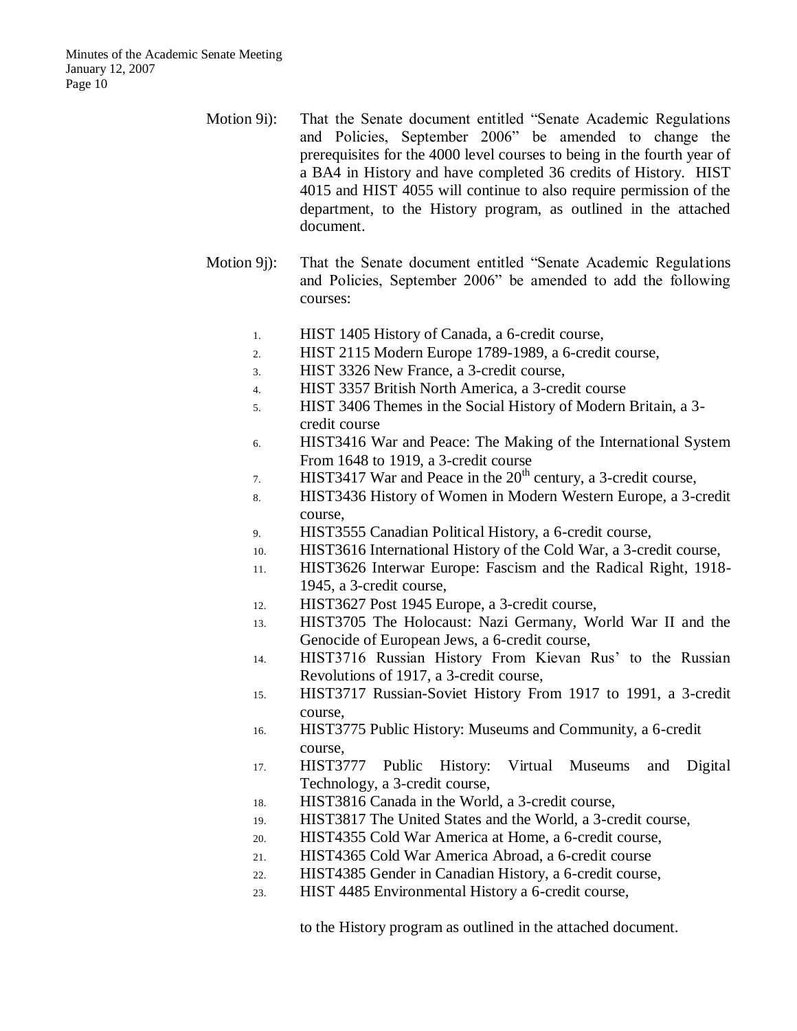Motion 9i): That the Senate document entitled "Senate Academic Regulations and Policies, September 2006" be amended to change the prerequisites for the 4000 level courses to being in the fourth year of a BA4 in History and have completed 36 credits of History. HIST 4015 and HIST 4055 will continue to also require permission of the department, to the History program, as outlined in the attached document.

Motion 9j): That the Senate document entitled "Senate Academic Regulations and Policies, September 2006" be amended to add the following courses:

1. HIST 1405 History of Canada, a 6-credit course,
2. HIST 2115 Modern Europe 1789-1989, a 6-credit course,
3. HIST 3326 New France, a 3-credit course,
4. HIST 3357 British North America, a 3-credit course
5. HIST 3406 Themes in the Social History of Modern Britain, a 3-credit course
6. HIST3416 War and Peace: The Making of the International System From 1648 to 1919, a 3-credit course
7. HIST3417 War and Peace in the 20th century, a 3-credit course,
8. HIST3436 History of Women in Modern Western Europe, a 3-credit course,
9. HIST3555 Canadian Political History, a 6-credit course,
10. HIST3616 International History of the Cold War, a 3-credit course,
11. HIST3626 Interwar Europe: Fascism and the Radical Right, 1918-1945, a 3-credit course,
12. HIST3627 Post 1945 Europe, a 3-credit course,
13. HIST3705 The Holocaust: Nazi Germany, World War II and the Genocide of European Jews, a 6-credit course,
14. HIST3716 Russian History From Kievan Rus' to the Russian Revolutions of 1917, a 3-credit course,
15. HIST3717 Russian-Soviet History From 1917 to 1991, a 3-credit course,
16. HIST3775 Public History: Museums and Community, a 6-credit course,
17. HIST3777 Public History: Virtual Museums and Digital Technology, a 3-credit course,
18. HIST3816 Canada in the World, a 3-credit course,
19. HIST3817 The United States and the World, a 3-credit course,
20. HIST4355 Cold War America at Home, a 6-credit course,
21. HIST4365 Cold War America Abroad, a 6-credit course
22. HIST4385 Gender in Canadian History, a 6-credit course,
23. HIST 4485 Environmental History a 6-credit course,

to the History program as outlined in the attached document.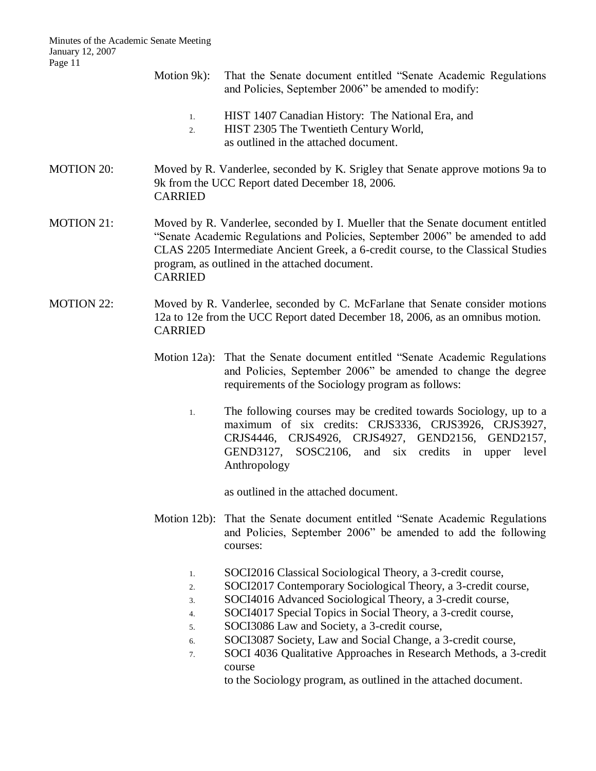Motion 9k): That the Senate document entitled "Senate Academic Regulations and Policies, September 2006" be amended to modify:

1. HIST 1407 Canadian History: The National Era, and
2. HIST 2305 The Twentieth Century World,

as outlined in the attached document.

MOTION 20: Moved by R. Vanderlee, seconded by K. Srigley that Senate approve motions 9a to 9k from the UCC Report dated December 18, 2006.
CARRIED

MOTION 21: Moved by R. Vanderlee, seconded by I. Mueller that the Senate document entitled "Senate Academic Regulations and Policies, September 2006" be amended to add CLAS 2205 Intermediate Ancient Greek, a 6-credit course, to the Classical Studies program, as outlined in the attached document.
CARRIED

MOTION 22: Moved by R. Vanderlee, seconded by C. McFarlane that Senate consider motions 12a to 12e from the UCC Report dated December 18, 2006, as an omnibus motion.
CARRIED

Motion 12a): That the Senate document entitled "Senate Academic Regulations and Policies, September 2006" be amended to change the degree requirements of the Sociology program as follows:

1. The following courses may be credited towards Sociology, up to a maximum of six credits: CRJS3336, CRJS3926, CRJS3927, CRJS4446, CRJS4926, CRJS4927, GEND2156, GEND2157, GEND3127, SOSC2106, and six credits in upper level Anthropology

as outlined in the attached document.

Motion 12b): That the Senate document entitled "Senate Academic Regulations and Policies, September 2006" be amended to add the following courses:

1. SOCI2016 Classical Sociological Theory, a 3-credit course,
2. SOCI2017 Contemporary Sociological Theory, a 3-credit course,
3. SOCI4016 Advanced Sociological Theory, a 3-credit course,
4. SOCI4017 Special Topics in Social Theory, a 3-credit course,
5. SOCI3086 Law and Society, a 3-credit course,
6. SOCI3087 Society, Law and Social Change, a 3-credit course,
7. SOCI 4036 Qualitative Approaches in Research Methods, a 3-credit course

to the Sociology program, as outlined in the attached document.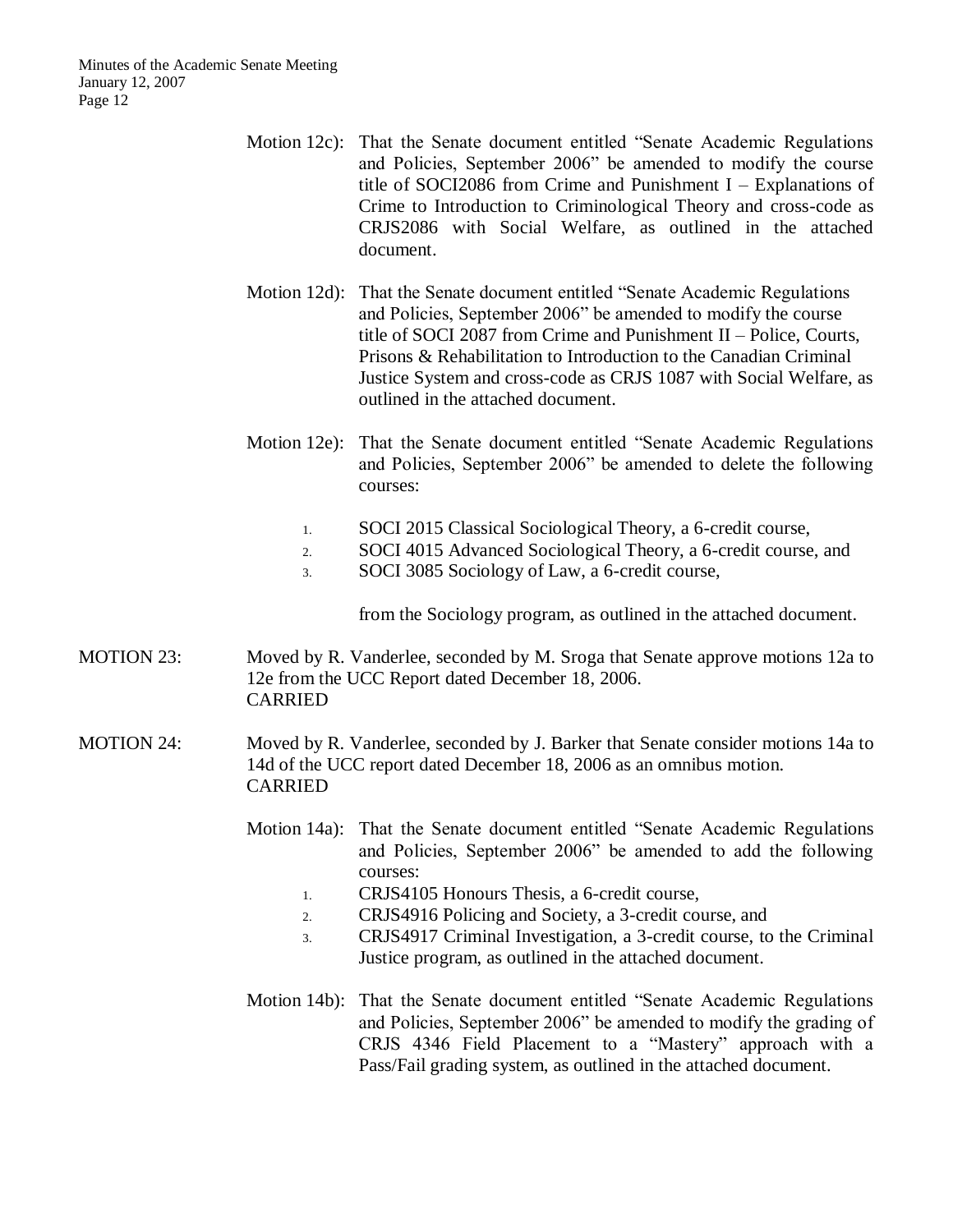Motion 12c): That the Senate document entitled "Senate Academic Regulations and Policies, September 2006" be amended to modify the course title of SOCI2086 from Crime and Punishment I – Explanations of Crime to Introduction to Criminological Theory and cross-code as CRJS2086 with Social Welfare, as outlined in the attached document.

Motion 12d): That the Senate document entitled "Senate Academic Regulations and Policies, September 2006" be amended to modify the course title of SOCI 2087 from Crime and Punishment II – Police, Courts, Prisons & Rehabilitation to Introduction to the Canadian Criminal Justice System and cross-code as CRJS 1087 with Social Welfare, as outlined in the attached document.

Motion 12e): That the Senate document entitled "Senate Academic Regulations and Policies, September 2006" be amended to delete the following courses:

1. SOCI 2015 Classical Sociological Theory, a 6-credit course,
2. SOCI 4015 Advanced Sociological Theory, a 6-credit course, and
3. SOCI 3085 Sociology of Law, a 6-credit course,

from the Sociology program, as outlined in the attached document.

MOTION 23: Moved by R. Vanderlee, seconded by M. Sroga that Senate approve motions 12a to 12e from the UCC Report dated December 18, 2006.
CARRIED

MOTION 24: Moved by R. Vanderlee, seconded by J. Barker that Senate consider motions 14a to 14d of the UCC report dated December 18, 2006 as an omnibus motion.
CARRIED

Motion 14a): That the Senate document entitled "Senate Academic Regulations and Policies, September 2006" be amended to add the following courses:

1. CRJS4105 Honours Thesis, a 6-credit course,
2. CRJS4916 Policing and Society, a 3-credit course, and
3. CRJS4917 Criminal Investigation, a 3-credit course, to the Criminal Justice program, as outlined in the attached document.

Motion 14b): That the Senate document entitled "Senate Academic Regulations and Policies, September 2006" be amended to modify the grading of CRJS 4346 Field Placement to a "Mastery" approach with a Pass/Fail grading system, as outlined in the attached document.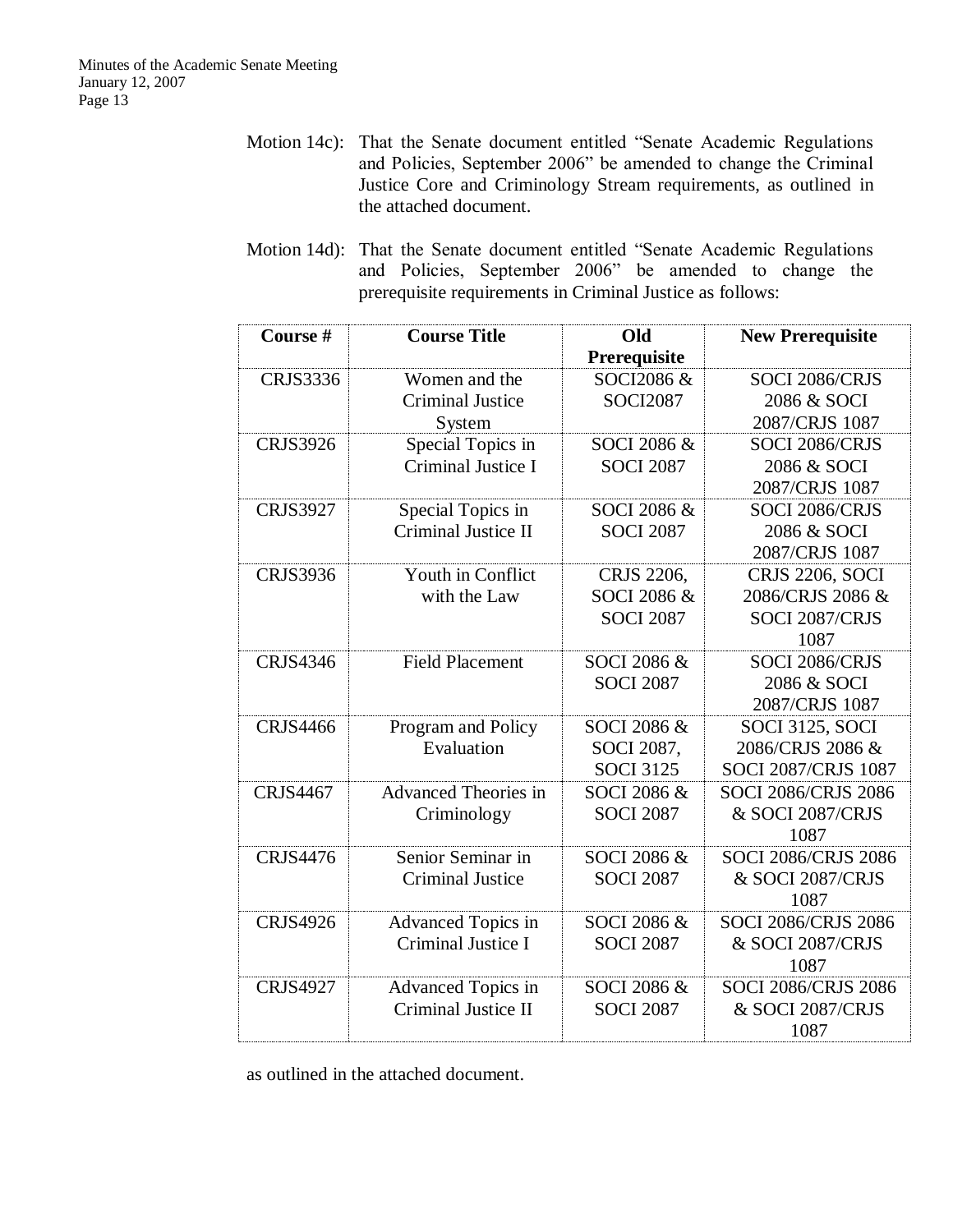Motion 14c): That the Senate document entitled "Senate Academic Regulations and Policies, September 2006" be amended to change the Criminal Justice Core and Criminology Stream requirements, as outlined in the attached document.

Motion 14d): That the Senate document entitled "Senate Academic Regulations and Policies, September 2006" be amended to change the prerequisite requirements in Criminal Justice as follows:

| Course # | Course Title | Old Prerequisite | New Prerequisite |
|---|---|---|---|
| CRJS3336 | Women and the Criminal Justice System | SOCI2086 & SOCI2087 | SOCI 2086/CRJS 2086 & SOCI 2087/CRJS 1087 |
| CRJS3926 | Special Topics in Criminal Justice I | SOCI 2086 & SOCI 2087 | SOCI 2086/CRJS 2086 & SOCI 2087/CRJS 1087 |
| CRJS3927 | Special Topics in Criminal Justice II | SOCI 2086 & SOCI 2087 | SOCI 2086/CRJS 2086 & SOCI 2087/CRJS 1087 |
| CRJS3936 | Youth in Conflict with the Law | CRJS 2206, SOCI 2086 & SOCI 2087 | CRJS 2206, SOCI 2086/CRJS 2086 & SOCI 2087/CRJS 1087 |
| CRJS4346 | Field Placement | SOCI 2086 & SOCI 2087 | SOCI 2086/CRJS 2086 & SOCI 2087/CRJS 1087 |
| CRJS4466 | Program and Policy Evaluation | SOCI 2086 & SOCI 2087, SOCI 3125 | SOCI 3125, SOCI 2086/CRJS 2086 & SOCI 2087/CRJS 1087 |
| CRJS4467 | Advanced Theories in Criminology | SOCI 2086 & SOCI 2087 | SOCI 2086/CRJS 2086 & SOCI 2087/CRJS 1087 |
| CRJS4476 | Senior Seminar in Criminal Justice | SOCI 2086 & SOCI 2087 | SOCI 2086/CRJS 2086 & SOCI 2087/CRJS 1087 |
| CRJS4926 | Advanced Topics in Criminal Justice I | SOCI 2086 & SOCI 2087 | SOCI 2086/CRJS 2086 & SOCI 2087/CRJS 1087 |
| CRJS4927 | Advanced Topics in Criminal Justice II | SOCI 2086 & SOCI 2087 | SOCI 2086/CRJS 2086 & SOCI 2087/CRJS 1087 |

as outlined in the attached document.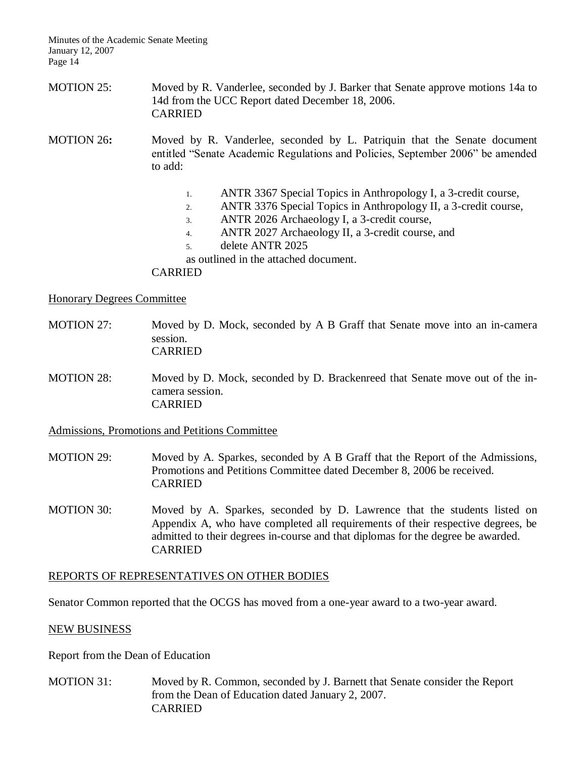MOTION 25: Moved by R. Vanderlee, seconded by J. Barker that Senate approve motions 14a to 14d from the UCC Report dated December 18, 2006.
CARRIED

**MOTION 26:** Moved by R. Vanderlee, seconded by L. Patriquin that the Senate document entitled "Senate Academic Regulations and Policies, September 2006" be amended to add:

1. ANTR 3367 Special Topics in Anthropology I, a 3-credit course,
2. ANTR 3376 Special Topics in Anthropology II, a 3-credit course,
3. ANTR 2026 Archaeology I, a 3-credit course,
4. ANTR 2027 Archaeology II, a 3-credit course, and
5. delete ANTR 2025

as outlined in the attached document.
CARRIED

Honorary Degrees Committee

MOTION 27: Moved by D. Mock, seconded by A B Graff that Senate move into an in-camera session.
CARRIED

MOTION 28: Moved by D. Mock, seconded by D. Brackenreed that Senate move out of the in-camera session.
CARRIED

Admissions, Promotions and Petitions Committee

MOTION 29: Moved by A. Sparkes, seconded by A B Graff that the Report of the Admissions, Promotions and Petitions Committee dated December 8, 2006 be received.
CARRIED

MOTION 30: Moved by A. Sparkes, seconded by D. Lawrence that the students listed on Appendix A, who have completed all requirements of their respective degrees, be admitted to their degrees in-course and that diplomas for the degree be awarded.
CARRIED

## REPORTS OF REPRESENTATIVES ON OTHER BODIES

Senator Common reported that the OCGS has moved from a one-year award to a two-year award.

## NEW BUSINESS

Report from the Dean of Education

MOTION 31: Moved by R. Common, seconded by J. Barnett that Senate consider the Report from the Dean of Education dated January 2, 2007.
CARRIED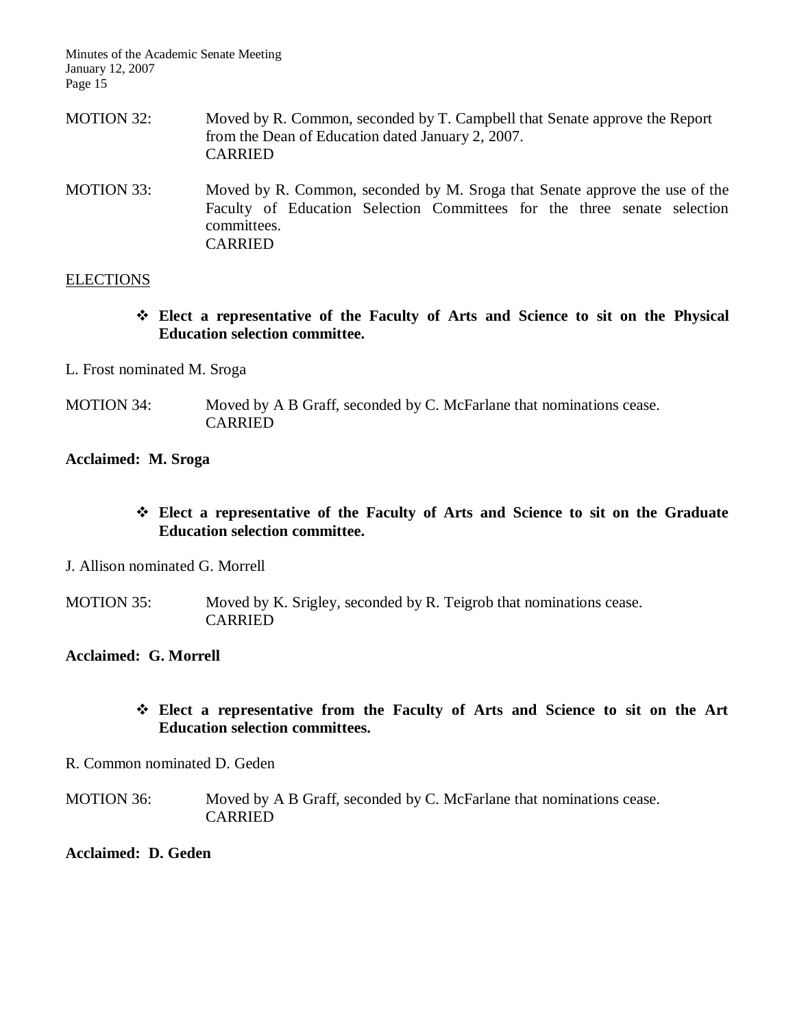MOTION 32: Moved by R. Common, seconded by T. Campbell that Senate approve the Report from the Dean of Education dated January 2, 2007.
CARRIED

MOTION 33: Moved by R. Common, seconded by M. Sroga that Senate approve the use of the Faculty of Education Selection Committees for the three senate selection committees.
CARRIED

## ELECTIONS

- **Elect a representative of the Faculty of Arts and Science to sit on the Physical Education selection committee.**

L. Frost nominated M. Sroga

MOTION 34: Moved by A B Graff, seconded by C. McFarlane that nominations cease.
CARRIED

**Acclaimed: M. Sroga**

- **Elect a representative of the Faculty of Arts and Science to sit on the Graduate Education selection committee.**

J. Allison nominated G. Morrell

MOTION 35: Moved by K. Srigley, seconded by R. Teigrob that nominations cease.
CARRIED

**Acclaimed: G. Morrell**

- **Elect a representative from the Faculty of Arts and Science to sit on the Art Education selection committees.**

R. Common nominated D. Geden

MOTION 36: Moved by A B Graff, seconded by C. McFarlane that nominations cease.
CARRIED

**Acclaimed: D. Geden**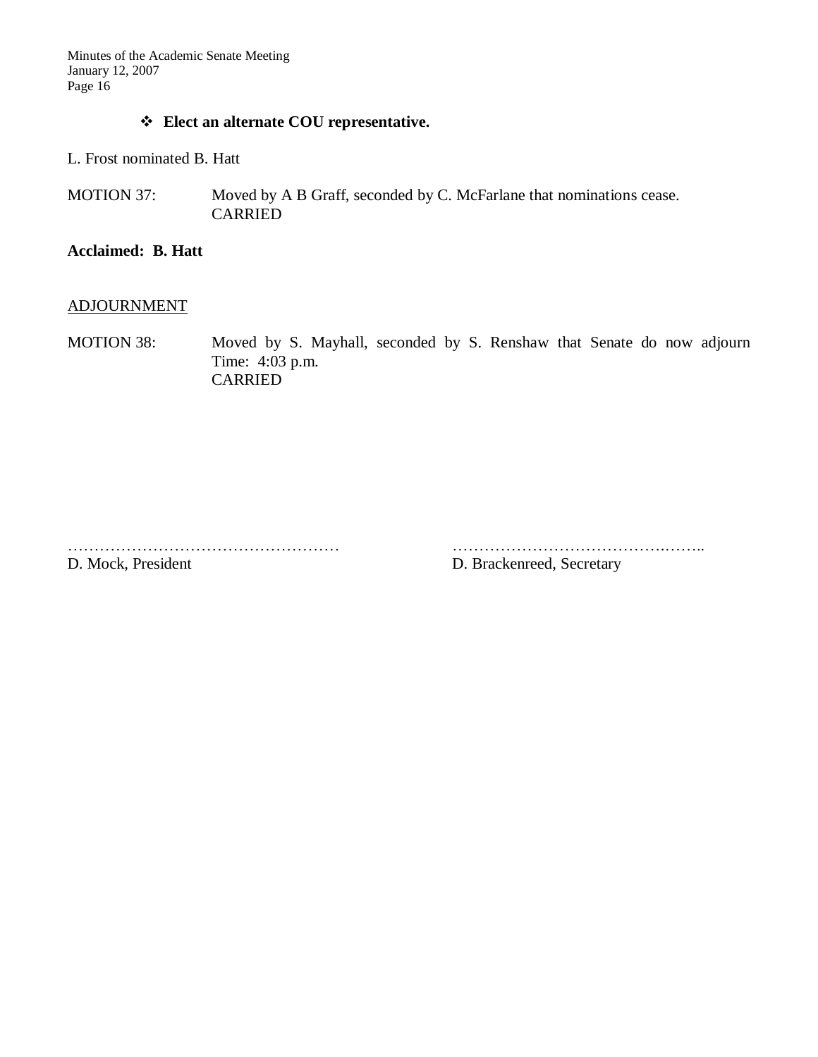- **Elect an alternate COU representative.**

L. Frost nominated B. Hatt

MOTION 37: Moved by A B Graff, seconded by C. McFarlane that nominations cease.
CARRIED

**Acclaimed: B. Hatt**

ADJOURNMENT

MOTION 38: Moved by S. Mayhall, seconded by S. Renshaw that Senate do now adjourn
Time: 4:03 p.m.
CARRIED

……………………………………………
D. Mock, President

……………………………………………
D. Brackenreed, Secretary